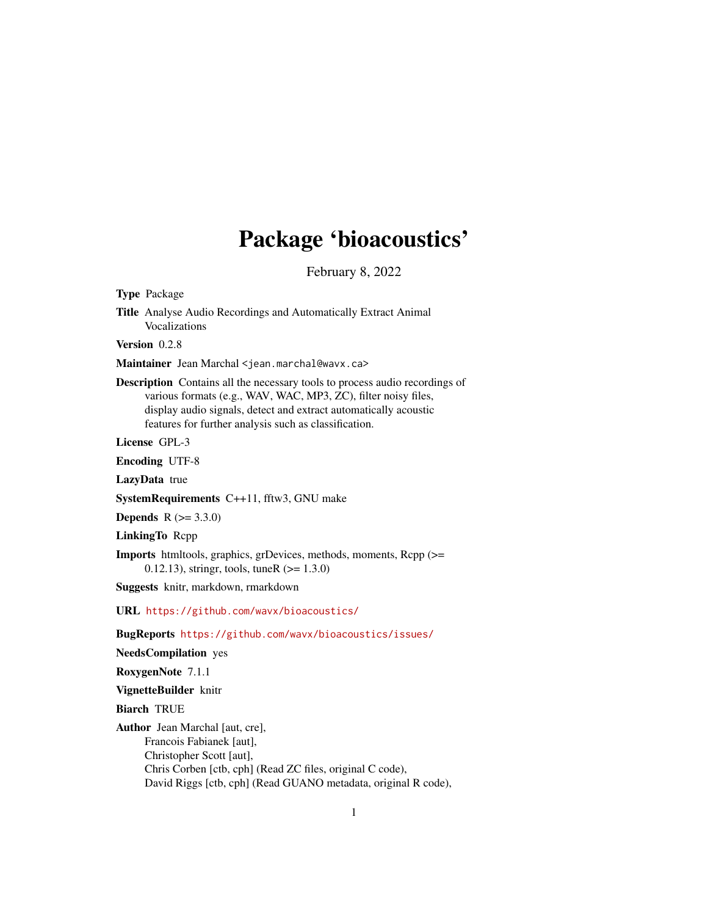# Package 'bioacoustics'

February 8, 2022

**Type** Package

**Title** Analyse Audio Recordings and Automatically Extract Animal Vocalizations

**Version** 0.2.8

**Maintainer** Jean Marchal <jean.marchal@wavx.ca>

**Description** Contains all the necessary tools to process audio recordings of various formats (e.g., WAV, WAC, MP3, ZC), filter noisy files, display audio signals, detect and extract automatically acoustic features for further analysis such as classification.

**License** GPL-3

**Encoding** UTF-8

**LazyData** true

**SystemRequirements** C++11, fftw3, GNU make

**Depends** R (>= 3.3.0)

**LinkingTo** Rcpp

**Imports** htmltools, graphics, grDevices, methods, moments, Rcpp (>= 0.12.13), stringr, tools, tuneR (>= 1.3.0)

**Suggests** knitr, markdown, rmarkdown

**URL** https://github.com/wavx/bioacoustics/

**BugReports** https://github.com/wavx/bioacoustics/issues/

**NeedsCompilation** yes

**RoxygenNote** 7.1.1

**VignetteBuilder** knitr

**Biarch** TRUE

**Author** Jean Marchal [aut, cre],
Francois Fabianek [aut],
Christopher Scott [aut],
Chris Corben [ctb, cph] (Read ZC files, original C code),
David Riggs [ctb, cph] (Read GUANO metadata, original R code),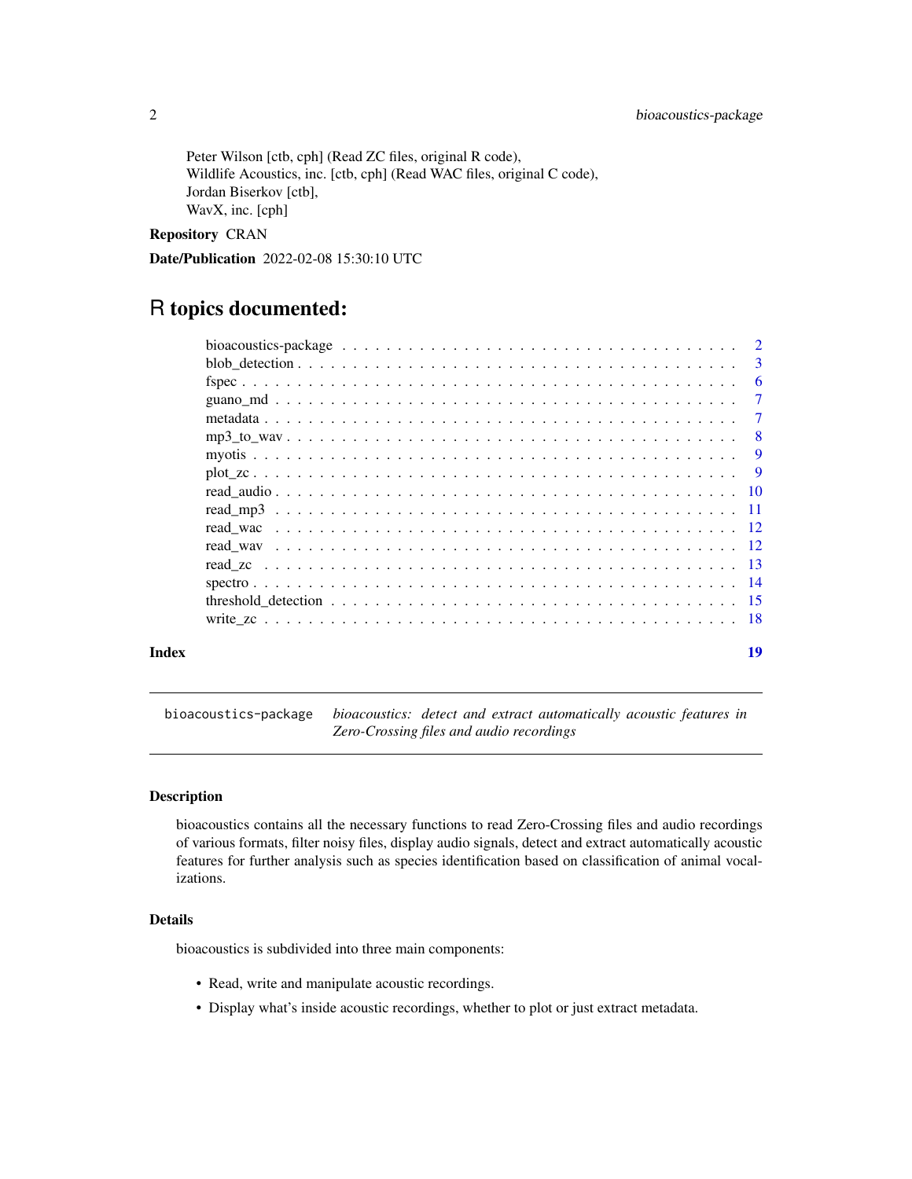Peter Wilson [ctb, cph] (Read ZC files, original R code),
Wildlife Acoustics, inc. [ctb, cph] (Read WAC files, original C code),
Jordan Biserkov [ctb],
WavX, inc. [cph]

**Repository** CRAN

**Date/Publication** 2022-02-08 15:30:10 UTC

# R topics documented:

| | |
|---|---|
| bioacoustics-package | 2 |
| blob_detection | 3 |
| fspec | 6 |
| guano_md | 7 |
| metadata | 7 |
| mp3_to_wav | 8 |
| myotis | 9 |
| plot_zc | 9 |
| read_audio | 10 |
| read_mp3 | 11 |
| read_wac | 12 |
| read_wav | 12 |
| read_zc | 13 |
| spectro | 14 |
| threshold_detection | 15 |
| write_zc | 18 |
| **Index** | **19** |

---

`bioacoustics-package` *bioacoustics: detect and extract automatically acoustic features in Zero-Crossing files and audio recordings*

---

### Description

bioacoustics contains all the necessary functions to read Zero-Crossing files and audio recordings of various formats, filter noisy files, display audio signals, detect and extract automatically acoustic features for further analysis such as species identification based on classification of animal vocalizations.

### Details

bioacoustics is subdivided into three main components:

- Read, write and manipulate acoustic recordings.
- Display what's inside acoustic recordings, whether to plot or just extract metadata.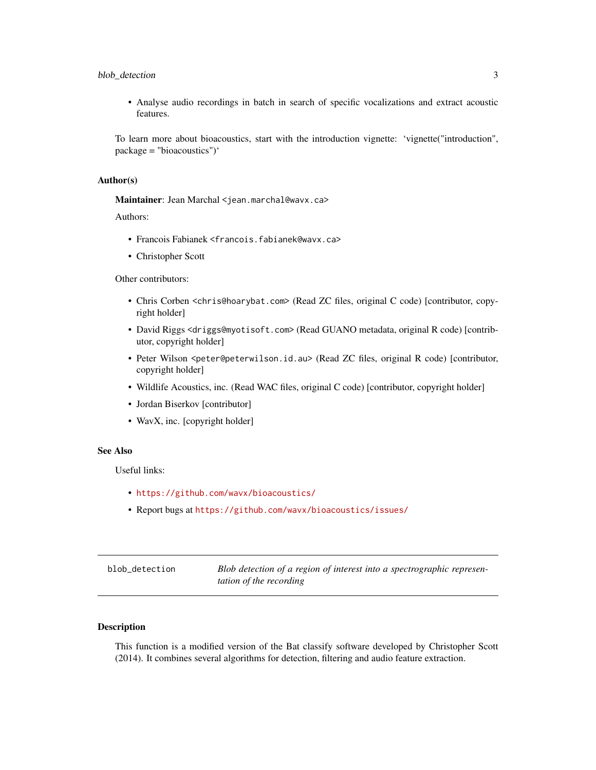- Analyse audio recordings in batch in search of specific vocalizations and extract acoustic features.

To learn more about bioacoustics, start with the introduction vignette: ‘vignette("introduction", package = "bioacoustics")‘

### Author(s)

**Maintainer**: Jean Marchal <jean.marchal@wavx.ca>

Authors:

- Francois Fabianek <francois.fabianek@wavx.ca>
- Christopher Scott

Other contributors:

- Chris Corben <chris@hoarybat.com> (Read ZC files, original C code) [contributor, copyright holder]
- David Riggs <driggs@myotisoft.com> (Read GUANO metadata, original R code) [contributor, copyright holder]
- Peter Wilson <peter@peterwilson.id.au> (Read ZC files, original R code) [contributor, copyright holder]
- Wildlife Acoustics, inc. (Read WAC files, original C code) [contributor, copyright holder]
- Jordan Biserkov [contributor]
- WavX, inc. [copyright holder]

### See Also

Useful links:

- https://github.com/wavx/bioacoustics/
- Report bugs at https://github.com/wavx/bioacoustics/issues/

---

## blob_detection — *Blob detection of a region of interest into a spectrographic representation of the recording*

### Description

This function is a modified version of the Bat classify software developed by Christopher Scott (2014). It combines several algorithms for detection, filtering and audio feature extraction.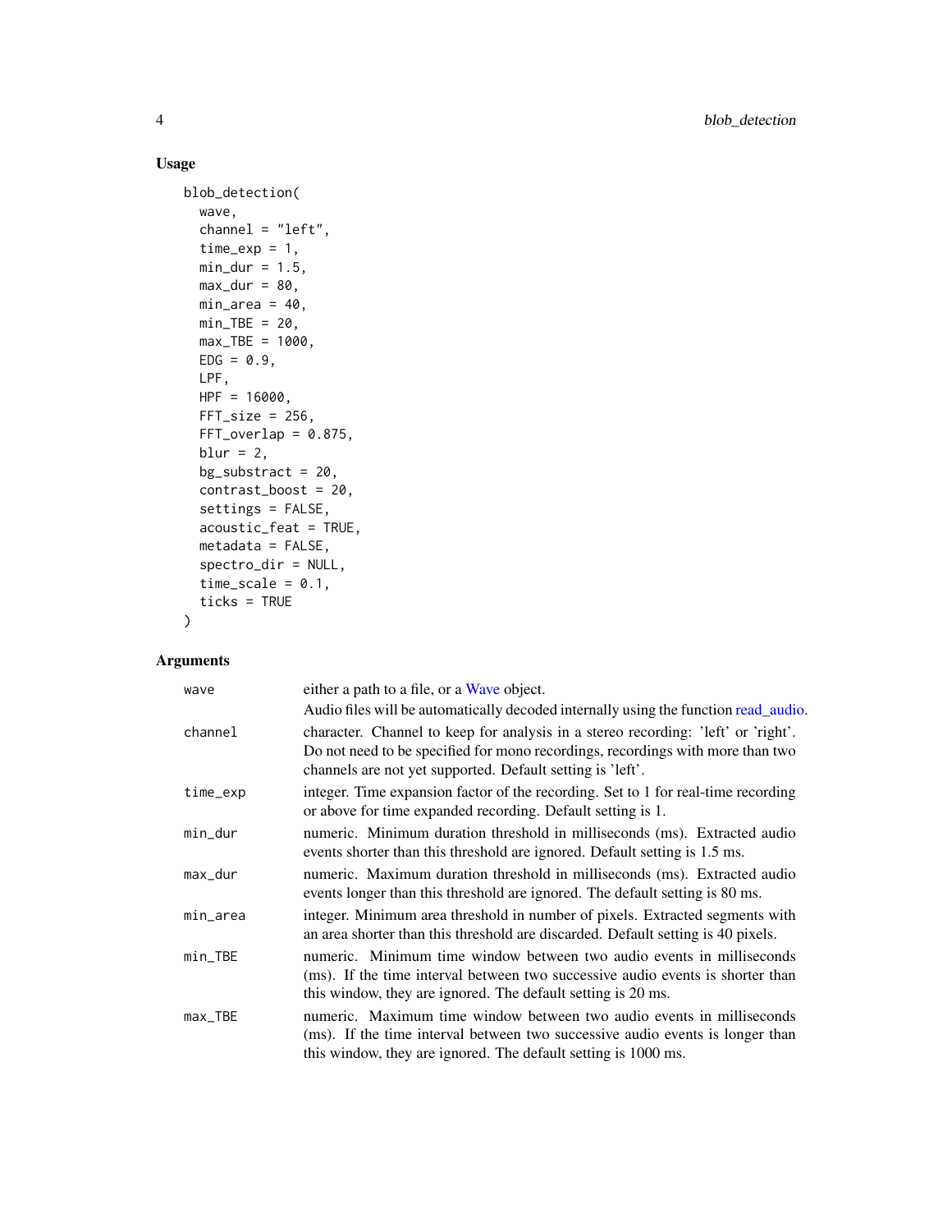## Usage

```
blob_detection(
  wave,
  channel = "left",
  time_exp = 1,
  min_dur = 1.5,
  max_dur = 80,
  min_area = 40,
  min_TBE = 20,
  max_TBE = 1000,
  EDG = 0.9,
  LPF,
  HPF = 16000,
  FFT_size = 256,
  FFT_overlap = 0.875,
  blur = 2,
  bg_substract = 20,
  contrast_boost = 20,
  settings = FALSE,
  acoustic_feat = TRUE,
  metadata = FALSE,
  spectro_dir = NULL,
  time_scale = 0.1,
  ticks = TRUE
)
```

## Arguments

| | |
|---|---|
| wave | either a path to a file, or a Wave object. Audio files will be automatically decoded internally using the function read_audio. |
| channel | character. Channel to keep for analysis in a stereo recording: 'left' or 'right'. Do not need to be specified for mono recordings, recordings with more than two channels are not yet supported. Default setting is 'left'. |
| time_exp | integer. Time expansion factor of the recording. Set to 1 for real-time recording or above for time expanded recording. Default setting is 1. |
| min_dur | numeric. Minimum duration threshold in milliseconds (ms). Extracted audio events shorter than this threshold are ignored. Default setting is 1.5 ms. |
| max_dur | numeric. Maximum duration threshold in milliseconds (ms). Extracted audio events longer than this threshold are ignored. The default setting is 80 ms. |
| min_area | integer. Minimum area threshold in number of pixels. Extracted segments with an area shorter than this threshold are discarded. Default setting is 40 pixels. |
| min_TBE | numeric. Minimum time window between two audio events in milliseconds (ms). If the time interval between two successive audio events is shorter than this window, they are ignored. The default setting is 20 ms. |
| max_TBE | numeric. Maximum time window between two audio events in milliseconds (ms). If the time interval between two successive audio events is longer than this window, they are ignored. The default setting is 1000 ms. |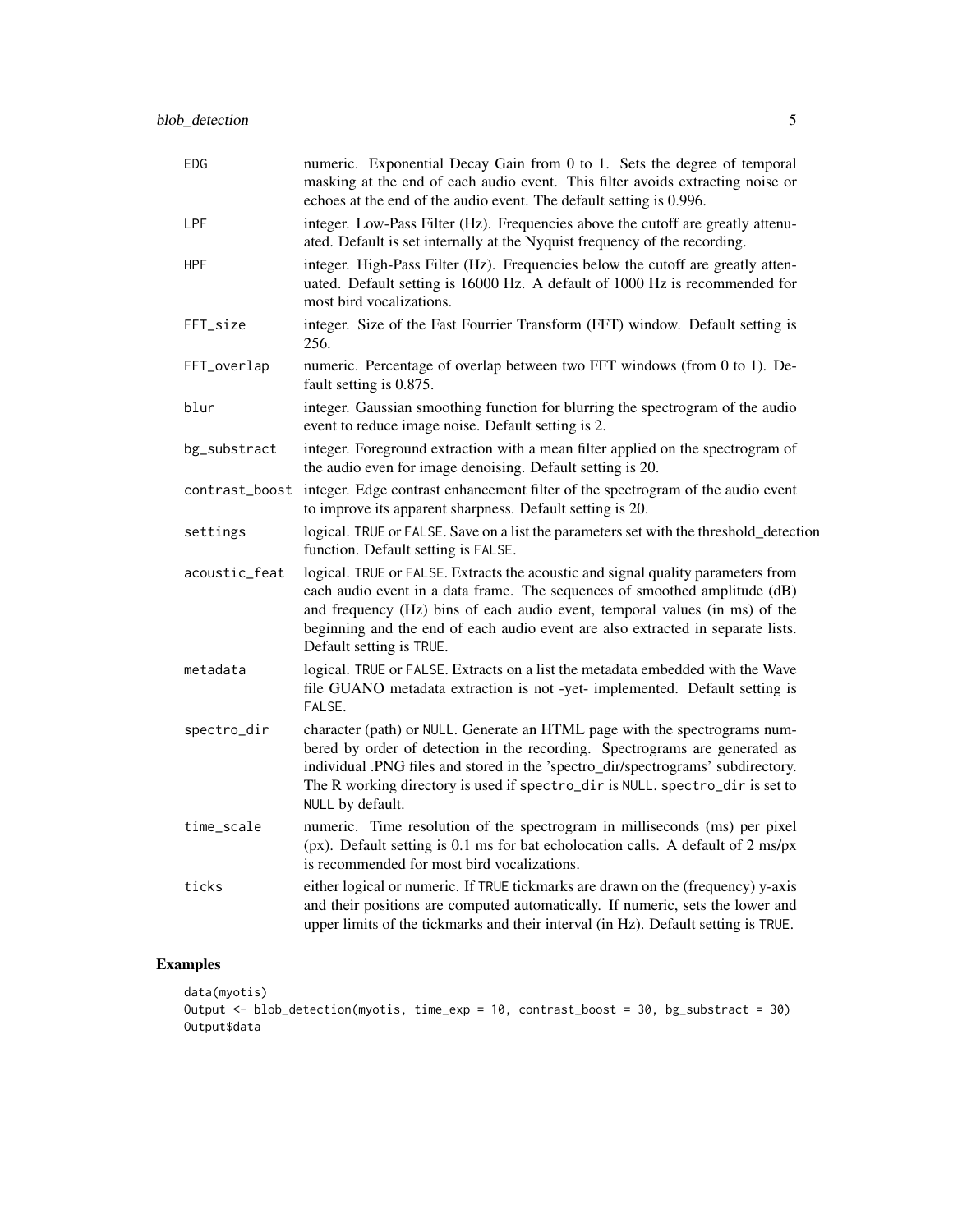| | |
|---|---|
| EDG | numeric. Exponential Decay Gain from 0 to 1. Sets the degree of temporal masking at the end of each audio event. This filter avoids extracting noise or echoes at the end of the audio event. The default setting is 0.996. |
| LPF | integer. Low-Pass Filter (Hz). Frequencies above the cutoff are greatly attenuated. Default is set internally at the Nyquist frequency of the recording. |
| HPF | integer. High-Pass Filter (Hz). Frequencies below the cutoff are greatly attenuated. Default setting is 16000 Hz. A default of 1000 Hz is recommended for most bird vocalizations. |
| FFT_size | integer. Size of the Fast Fourrier Transform (FFT) window. Default setting is 256. |
| FFT_overlap | numeric. Percentage of overlap between two FFT windows (from 0 to 1). Default setting is 0.875. |
| blur | integer. Gaussian smoothing function for blurring the spectrogram of the audio event to reduce image noise. Default setting is 2. |
| bg_substract | integer. Foreground extraction with a mean filter applied on the spectrogram of the audio even for image denoising. Default setting is 20. |
| contrast_boost | integer. Edge contrast enhancement filter of the spectrogram of the audio event to improve its apparent sharpness. Default setting is 20. |
| settings | logical. TRUE or FALSE. Save on a list the parameters set with the threshold_detection function. Default setting is FALSE. |
| acoustic_feat | logical. TRUE or FALSE. Extracts the acoustic and signal quality parameters from each audio event in a data frame. The sequences of smoothed amplitude (dB) and frequency (Hz) bins of each audio event, temporal values (in ms) of the beginning and the end of each audio event are also extracted in separate lists. Default setting is TRUE. |
| metadata | logical. TRUE or FALSE. Extracts on a list the metadata embedded with the Wave file GUANO metadata extraction is not -yet- implemented. Default setting is FALSE. |
| spectro_dir | character (path) or NULL. Generate an HTML page with the spectrograms numbered by order of detection in the recording. Spectrograms are generated as individual .PNG files and stored in the 'spectro_dir/spectrograms' subdirectory. The R working directory is used if spectro_dir is NULL. spectro_dir is set to NULL by default. |
| time_scale | numeric. Time resolution of the spectrogram in milliseconds (ms) per pixel (px). Default setting is 0.1 ms for bat echolocation calls. A default of 2 ms/px is recommended for most bird vocalizations. |
| ticks | either logical or numeric. If TRUE tickmarks are drawn on the (frequency) y-axis and their positions are computed automatically. If numeric, sets the lower and upper limits of the tickmarks and their interval (in Hz). Default setting is TRUE. |

## Examples

```
data(myotis)
Output <- blob_detection(myotis, time_exp = 10, contrast_boost = 30, bg_substract = 30)
Output$data
```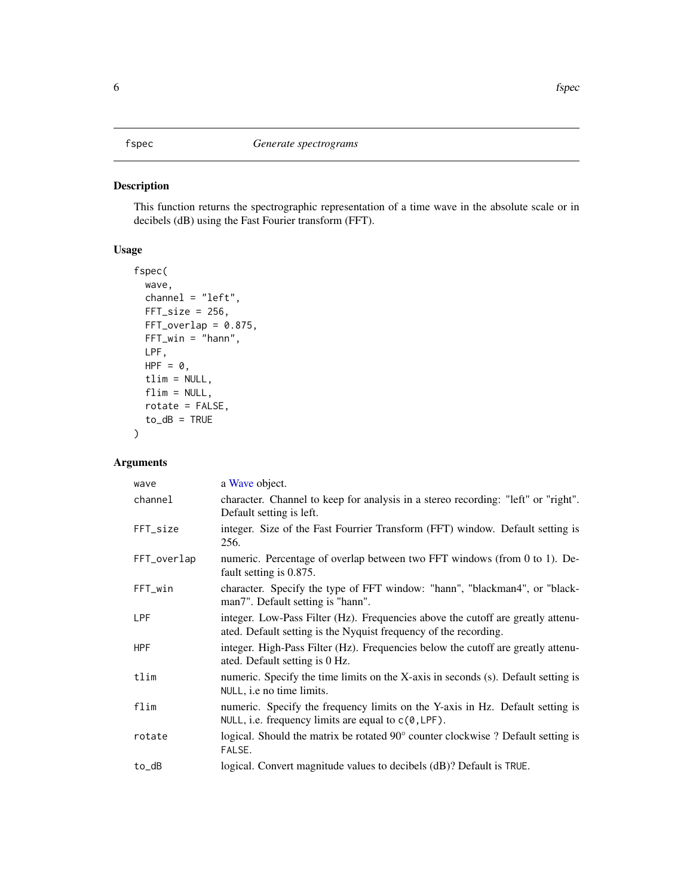fspec *Generate spectrograms*

## Description

This function returns the spectrographic representation of a time wave in the absolute scale or in decibels (dB) using the Fast Fourier transform (FFT).

## Usage

```
fspec(
  wave,
  channel = "left",
  FFT_size = 256,
  FFT_overlap = 0.875,
  FFT_win = "hann",
  LPF,
  HPF = 0,
  tlim = NULL,
  flim = NULL,
  rotate = FALSE,
  to_dB = TRUE
)
```

## Arguments

| | |
|---|---|
| `wave` | a Wave object. |
| `channel` | character. Channel to keep for analysis in a stereo recording: "left" or "right". Default setting is left. |
| `FFT_size` | integer. Size of the Fast Fourrier Transform (FFT) window. Default setting is 256. |
| `FFT_overlap` | numeric. Percentage of overlap between two FFT windows (from 0 to 1). Default setting is 0.875. |
| `FFT_win` | character. Specify the type of FFT window: "hann", "blackman4", or "blackman7". Default setting is "hann". |
| `LPF` | integer. Low-Pass Filter (Hz). Frequencies above the cutoff are greatly attenuated. Default setting is the Nyquist frequency of the recording. |
| `HPF` | integer. High-Pass Filter (Hz). Frequencies below the cutoff are greatly attenuated. Default setting is 0 Hz. |
| `tlim` | numeric. Specify the time limits on the X-axis in seconds (s). Default setting is `NULL`, i.e no time limits. |
| `flim` | numeric. Specify the frequency limits on the Y-axis in Hz. Default setting is `NULL`, i.e. frequency limits are equal to `c(0,LPF)`. |
| `rotate` | logical. Should the matrix be rotated 90° counter clockwise ? Default setting is `FALSE`. |
| `to_dB` | logical. Convert magnitude values to decibels (dB)? Default is `TRUE`. |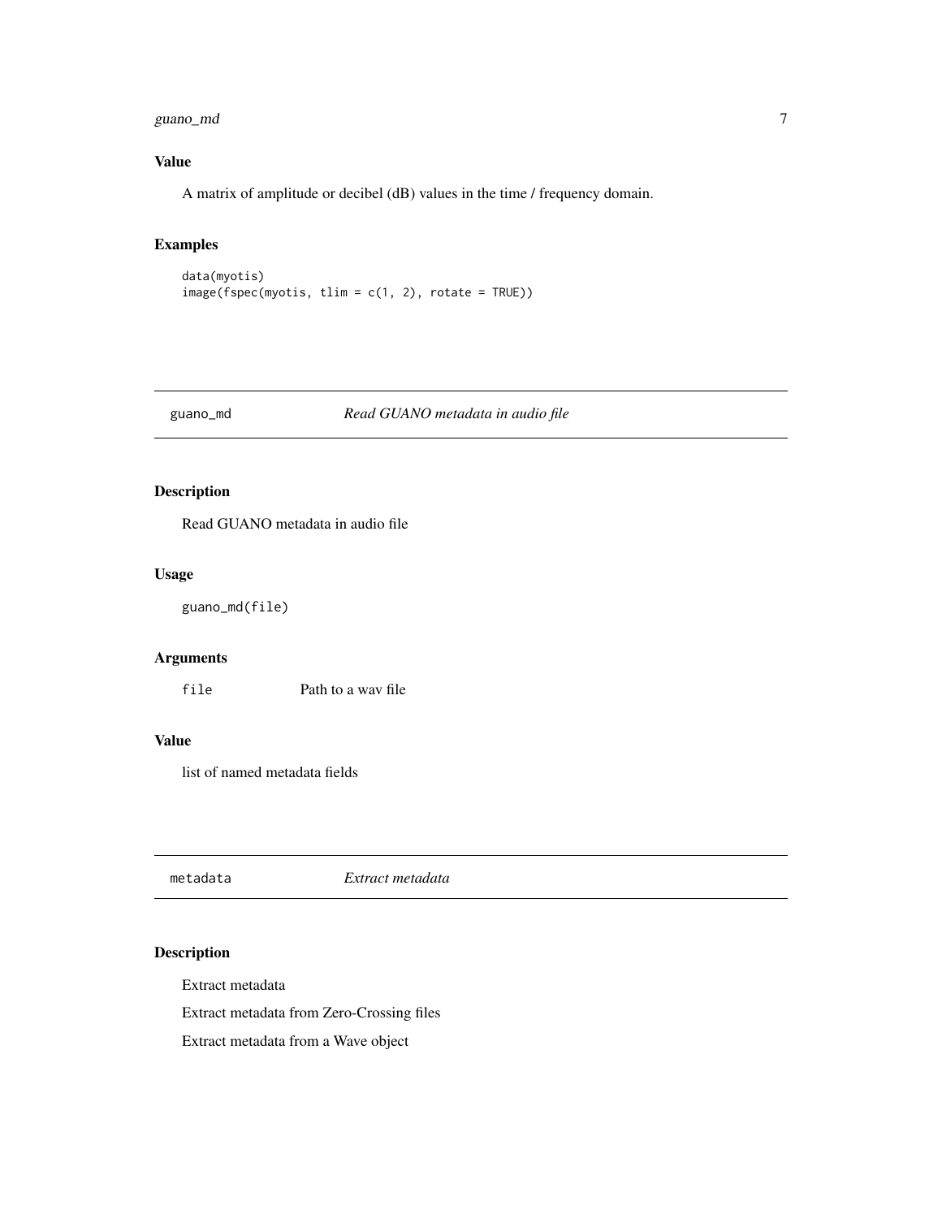### Value

A matrix of amplitude or decibel (dB) values in the time / frequency domain.

### Examples

```
data(myotis)
image(fspec(myotis, tlim = c(1, 2), rotate = TRUE))
```

## guano_md — *Read GUANO metadata in audio file*

### Description

Read GUANO metadata in audio file

### Usage

```
guano_md(file)
```

### Arguments

| | |
|---|---|
| `file` | Path to a wav file |

### Value

list of named metadata fields

## metadata — *Extract metadata*

### Description

Extract metadata

Extract metadata from Zero-Crossing files

Extract metadata from a Wave object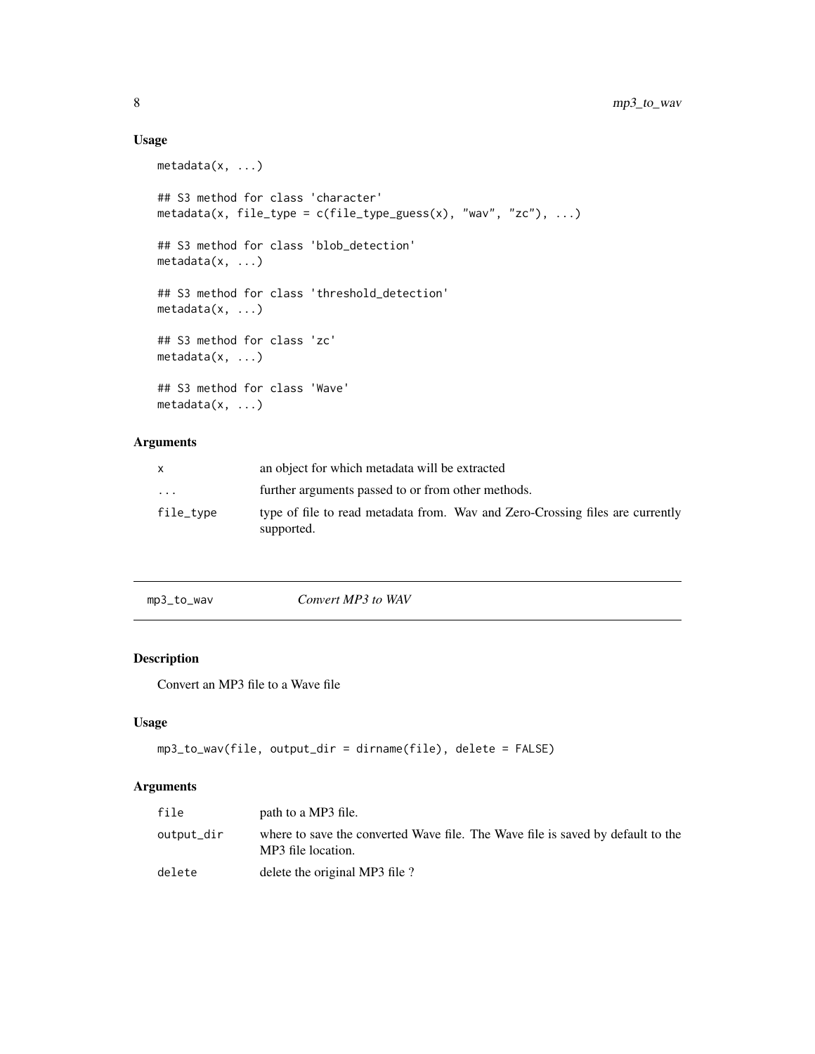### Usage

```
metadata(x, ...)

## S3 method for class 'character'
metadata(x, file_type = c(file_type_guess(x), "wav", "zc"), ...)

## S3 method for class 'blob_detection'
metadata(x, ...)

## S3 method for class 'threshold_detection'
metadata(x, ...)

## S3 method for class 'zc'
metadata(x, ...)

## S3 method for class 'Wave'
metadata(x, ...)
```

### Arguments

| | |
|---|---|
| `x` | an object for which metadata will be extracted |
| `...` | further arguments passed to or from other methods. |
| `file_type` | type of file to read metadata from. Wav and Zero-Crossing files are currently supported. |

---

## `mp3_to_wav` *Convert MP3 to WAV*

### Description

Convert an MP3 file to a Wave file

### Usage

```
mp3_to_wav(file, output_dir = dirname(file), delete = FALSE)
```

### Arguments

| | |
|---|---|
| `file` | path to a MP3 file. |
| `output_dir` | where to save the converted Wave file. The Wave file is saved by default to the MP3 file location. |
| `delete` | delete the original MP3 file ? |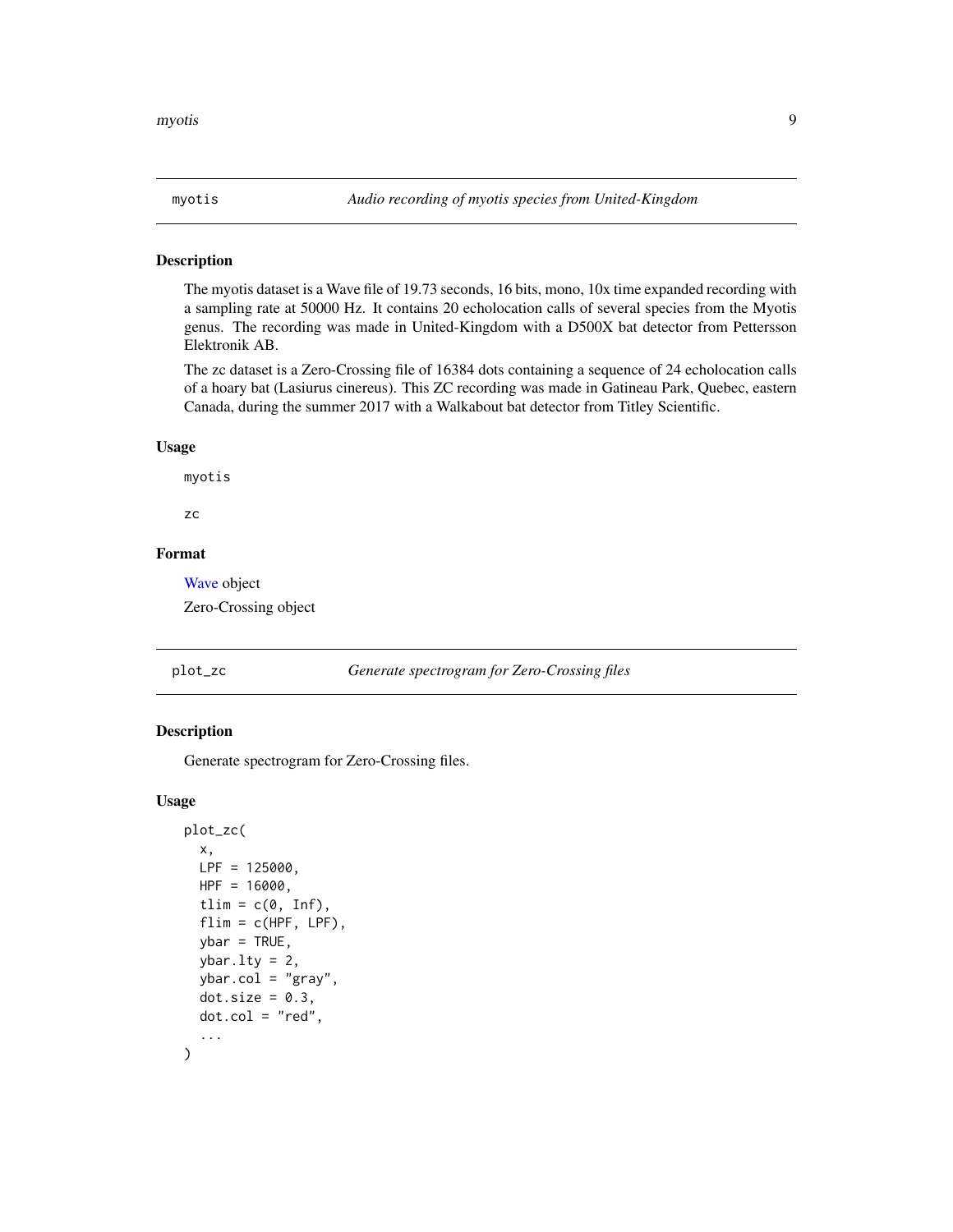## myotis — *Audio recording of myotis species from United-Kingdom*

### Description

The myotis dataset is a Wave file of 19.73 seconds, 16 bits, mono, 10x time expanded recording with a sampling rate at 50000 Hz. It contains 20 echolocation calls of several species from the Myotis genus. The recording was made in United-Kingdom with a D500X bat detector from Pettersson Elektronik AB.

The zc dataset is a Zero-Crossing file of 16384 dots containing a sequence of 24 echolocation calls of a hoary bat (Lasiurus cinereus). This ZC recording was made in Gatineau Park, Quebec, eastern Canada, during the summer 2017 with a Walkabout bat detector from Titley Scientific.

### Usage

```
myotis

zc
```

### Format

Wave object

Zero-Crossing object

## plot_zc — *Generate spectrogram for Zero-Crossing files*

### Description

Generate spectrogram for Zero-Crossing files.

### Usage

```
plot_zc(
  x,
  LPF = 125000,
  HPF = 16000,
  tlim = c(0, Inf),
  flim = c(HPF, LPF),
  ybar = TRUE,
  ybar.lty = 2,
  ybar.col = "gray",
  dot.size = 0.3,
  dot.col = "red",
  ...
)
```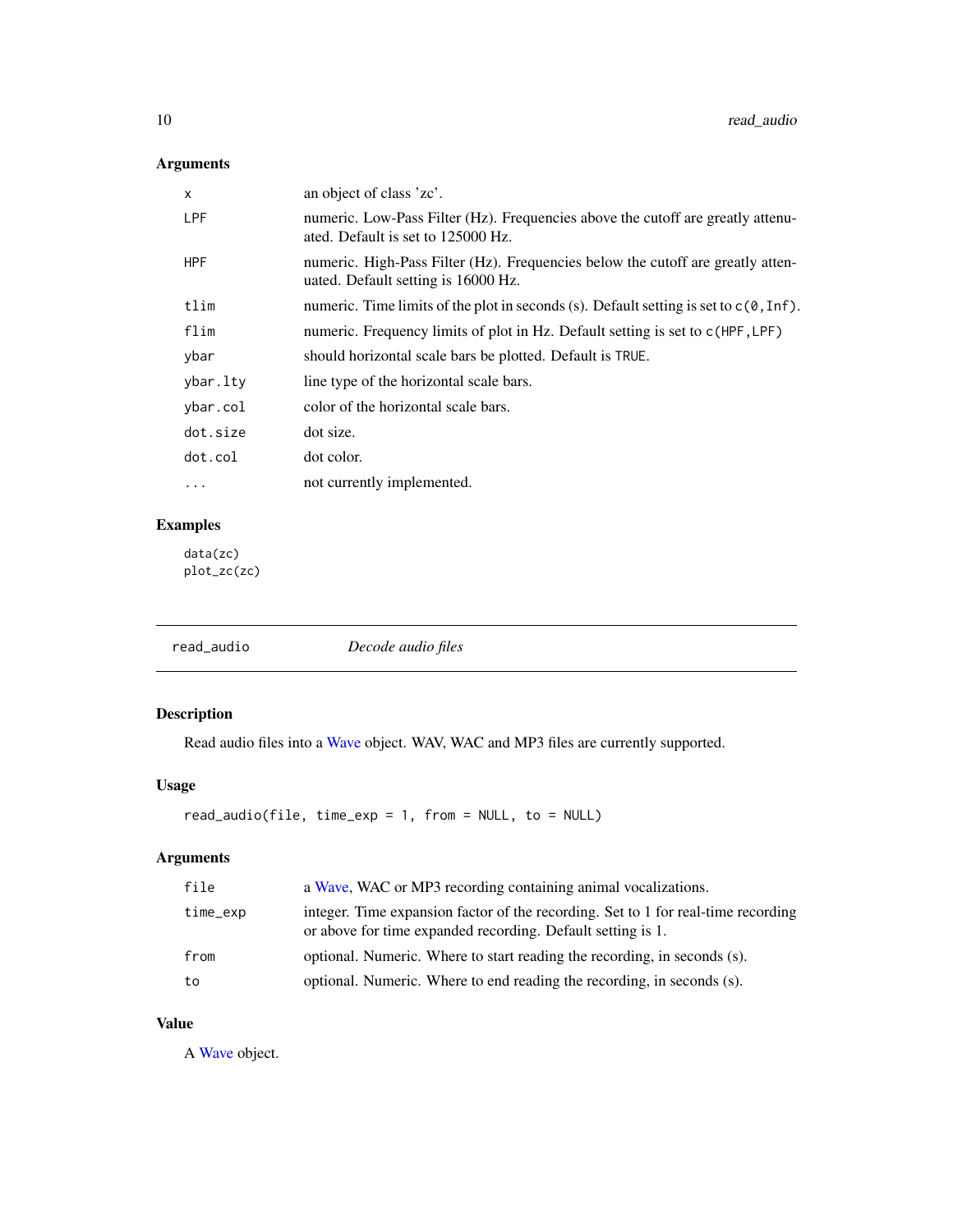## Arguments

| | |
|---|---|
| `x` | an object of class 'zc'. |
| `LPF` | numeric. Low-Pass Filter (Hz). Frequencies above the cutoff are greatly attenuated. Default is set to 125000 Hz. |
| `HPF` | numeric. High-Pass Filter (Hz). Frequencies below the cutoff are greatly attenuated. Default setting is 16000 Hz. |
| `tlim` | numeric. Time limits of the plot in seconds (s). Default setting is set to `c(0,Inf)`. |
| `flim` | numeric. Frequency limits of plot in Hz. Default setting is set to `c(HPF,LPF)` |
| `ybar` | should horizontal scale bars be plotted. Default is `TRUE`. |
| `ybar.lty` | line type of the horizontal scale bars. |
| `ybar.col` | color of the horizontal scale bars. |
| `dot.size` | dot size. |
| `dot.col` | dot color. |
| `...` | not currently implemented. |

## Examples

```
data(zc)
plot_zc(zc)
```

---

# read_audio — *Decode audio files*

---

## Description

Read audio files into a Wave object. WAV, WAC and MP3 files are currently supported.

## Usage

```
read_audio(file, time_exp = 1, from = NULL, to = NULL)
```

## Arguments

| | |
|---|---|
| `file` | a Wave, WAC or MP3 recording containing animal vocalizations. |
| `time_exp` | integer. Time expansion factor of the recording. Set to 1 for real-time recording or above for time expanded recording. Default setting is 1. |
| `from` | optional. Numeric. Where to start reading the recording, in seconds (s). |
| `to` | optional. Numeric. Where to end reading the recording, in seconds (s). |

## Value

A Wave object.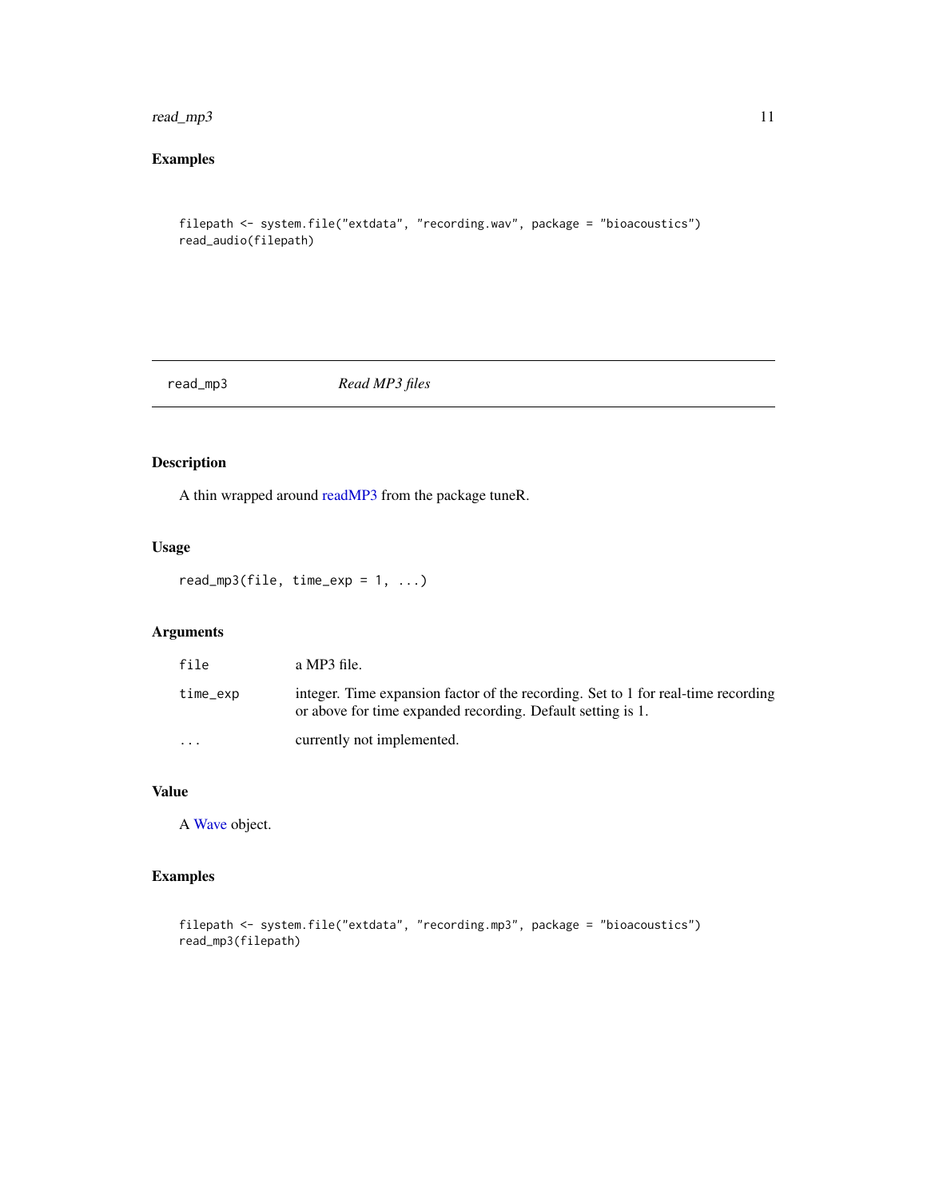## Examples

```
filepath <- system.file("extdata", "recording.wav", package = "bioacoustics")
read_audio(filepath)
```

---

# read_mp3 — *Read MP3 files*

---

## Description

A thin wrapped around readMP3 from the package tuneR.

## Usage

```
read_mp3(file, time_exp = 1, ...)
```

## Arguments

| | |
|---|---|
| file | a MP3 file. |
| time_exp | integer. Time expansion factor of the recording. Set to 1 for real-time recording or above for time expanded recording. Default setting is 1. |
| ... | currently not implemented. |

## Value

A Wave object.

## Examples

```
filepath <- system.file("extdata", "recording.mp3", package = "bioacoustics")
read_mp3(filepath)
```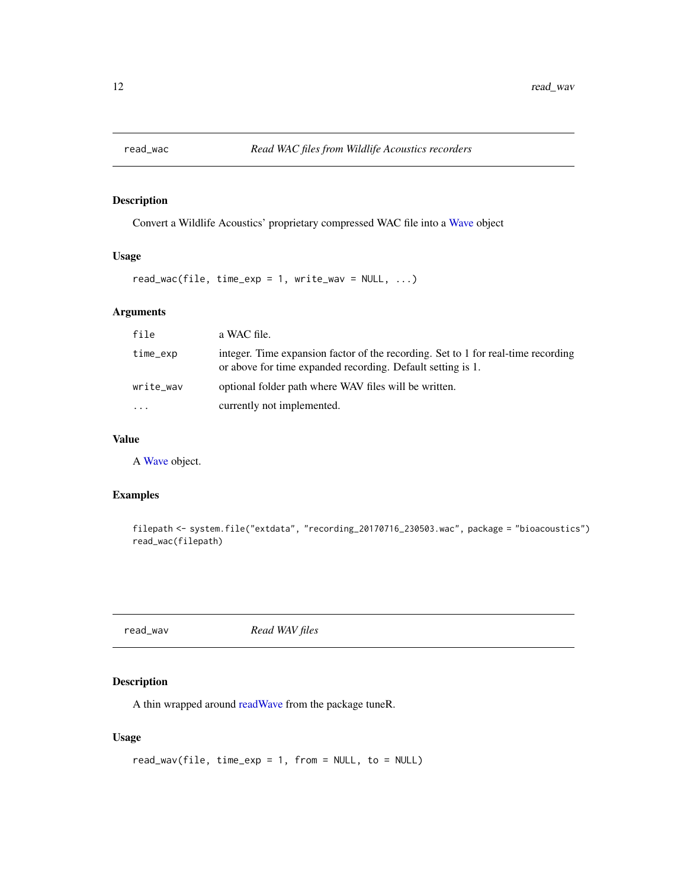## read_wac — *Read WAC files from Wildlife Acoustics recorders*

### Description

Convert a Wildlife Acoustics' proprietary compressed WAC file into a Wave object

### Usage

```
read_wac(file, time_exp = 1, write_wav = NULL, ...)
```

### Arguments

| | |
|---|---|
| `file` | a WAC file. |
| `time_exp` | integer. Time expansion factor of the recording. Set to 1 for real-time recording or above for time expanded recording. Default setting is 1. |
| `write_wav` | optional folder path where WAV files will be written. |
| `...` | currently not implemented. |

### Value

A Wave object.

### Examples

```
filepath <- system.file("extdata", "recording_20170716_230503.wac", package = "bioacoustics")
read_wac(filepath)
```

## read_wav — *Read WAV files*

### Description

A thin wrapped around readWave from the package tuneR.

### Usage

```
read_wav(file, time_exp = 1, from = NULL, to = NULL)
```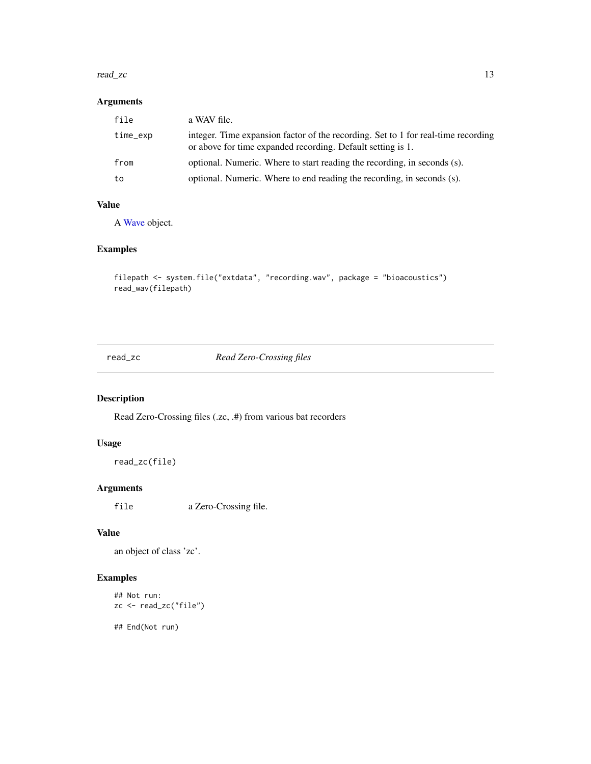### Arguments

| | |
|---|---|
| `file` | a WAV file. |
| `time_exp` | integer. Time expansion factor of the recording. Set to 1 for real-time recording or above for time expanded recording. Default setting is 1. |
| `from` | optional. Numeric. Where to start reading the recording, in seconds (s). |
| `to` | optional. Numeric. Where to end reading the recording, in seconds (s). |

### Value

A Wave object.

### Examples

```
filepath <- system.file("extdata", "recording.wav", package = "bioacoustics")
read_wav(filepath)
```

---

## read_zc    *Read Zero-Crossing files*

### Description

Read Zero-Crossing files (.zc, .#) from various bat recorders

### Usage

```
read_zc(file)
```

### Arguments

| | |
|---|---|
| `file` | a Zero-Crossing file. |

### Value

an object of class 'zc'.

### Examples

```
## Not run:
zc <- read_zc("file")

## End(Not run)
```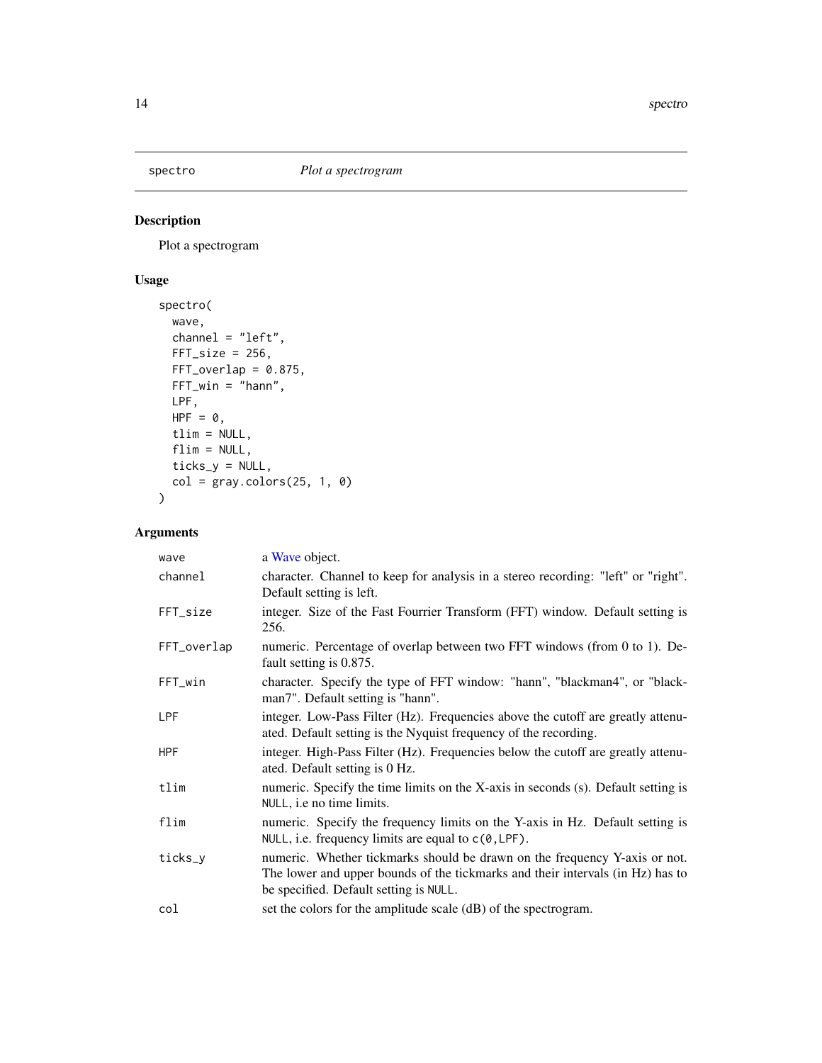spectro *Plot a spectrogram*

## Description

Plot a spectrogram

## Usage

```
spectro(
  wave,
  channel = "left",
  FFT_size = 256,
  FFT_overlap = 0.875,
  FFT_win = "hann",
  LPF,
  HPF = 0,
  tlim = NULL,
  flim = NULL,
  ticks_y = NULL,
  col = gray.colors(25, 1, 0)
)
```

## Arguments

| | |
|---|---|
| wave | a Wave object. |
| channel | character. Channel to keep for analysis in a stereo recording: "left" or "right". Default setting is left. |
| FFT_size | integer. Size of the Fast Fourrier Transform (FFT) window. Default setting is 256. |
| FFT_overlap | numeric. Percentage of overlap between two FFT windows (from 0 to 1). Default setting is 0.875. |
| FFT_win | character. Specify the type of FFT window: "hann", "blackman4", or "blackman7". Default setting is "hann". |
| LPF | integer. Low-Pass Filter (Hz). Frequencies above the cutoff are greatly attenuated. Default setting is the Nyquist frequency of the recording. |
| HPF | integer. High-Pass Filter (Hz). Frequencies below the cutoff are greatly attenuated. Default setting is 0 Hz. |
| tlim | numeric. Specify the time limits on the X-axis in seconds (s). Default setting is NULL, i.e no time limits. |
| flim | numeric. Specify the frequency limits on the Y-axis in Hz. Default setting is NULL, i.e. frequency limits are equal to c(0,LPF). |
| ticks_y | numeric. Whether tickmarks should be drawn on the frequency Y-axis or not. The lower and upper bounds of the tickmarks and their intervals (in Hz) has to be specified. Default setting is NULL. |
| col | set the colors for the amplitude scale (dB) of the spectrogram. |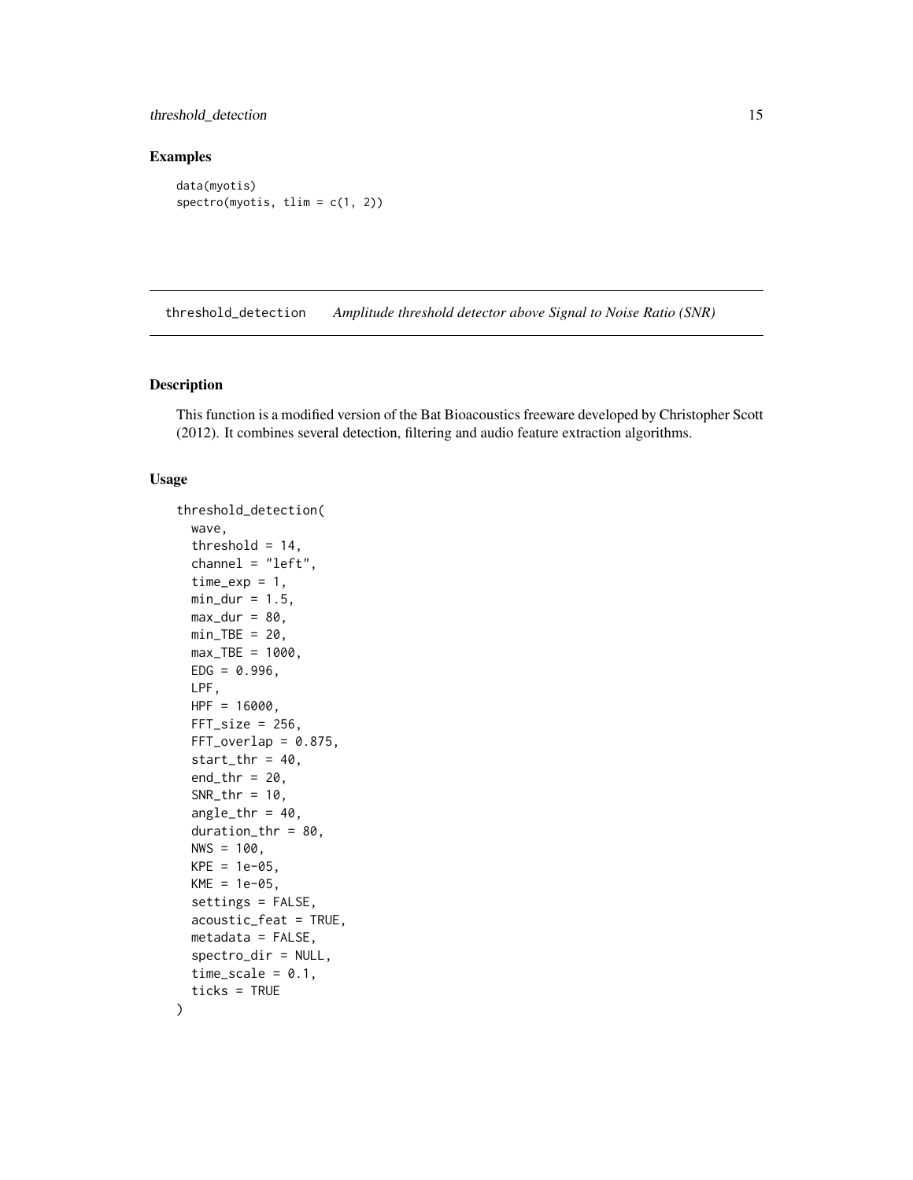## Examples

```
data(myotis)
spectro(myotis, tlim = c(1, 2))
```

---

## threshold_detection *Amplitude threshold detector above Signal to Noise Ratio (SNR)*

---

### Description

This function is a modified version of the Bat Bioacoustics freeware developed by Christopher Scott (2012). It combines several detection, filtering and audio feature extraction algorithms.

### Usage

```
threshold_detection(
  wave,
  threshold = 14,
  channel = "left",
  time_exp = 1,
  min_dur = 1.5,
  max_dur = 80,
  min_TBE = 20,
  max_TBE = 1000,
  EDG = 0.996,
  LPF,
  HPF = 16000,
  FFT_size = 256,
  FFT_overlap = 0.875,
  start_thr = 40,
  end_thr = 20,
  SNR_thr = 10,
  angle_thr = 40,
  duration_thr = 80,
  NWS = 100,
  KPE = 1e-05,
  KME = 1e-05,
  settings = FALSE,
  acoustic_feat = TRUE,
  metadata = FALSE,
  spectro_dir = NULL,
  time_scale = 0.1,
  ticks = TRUE
)
```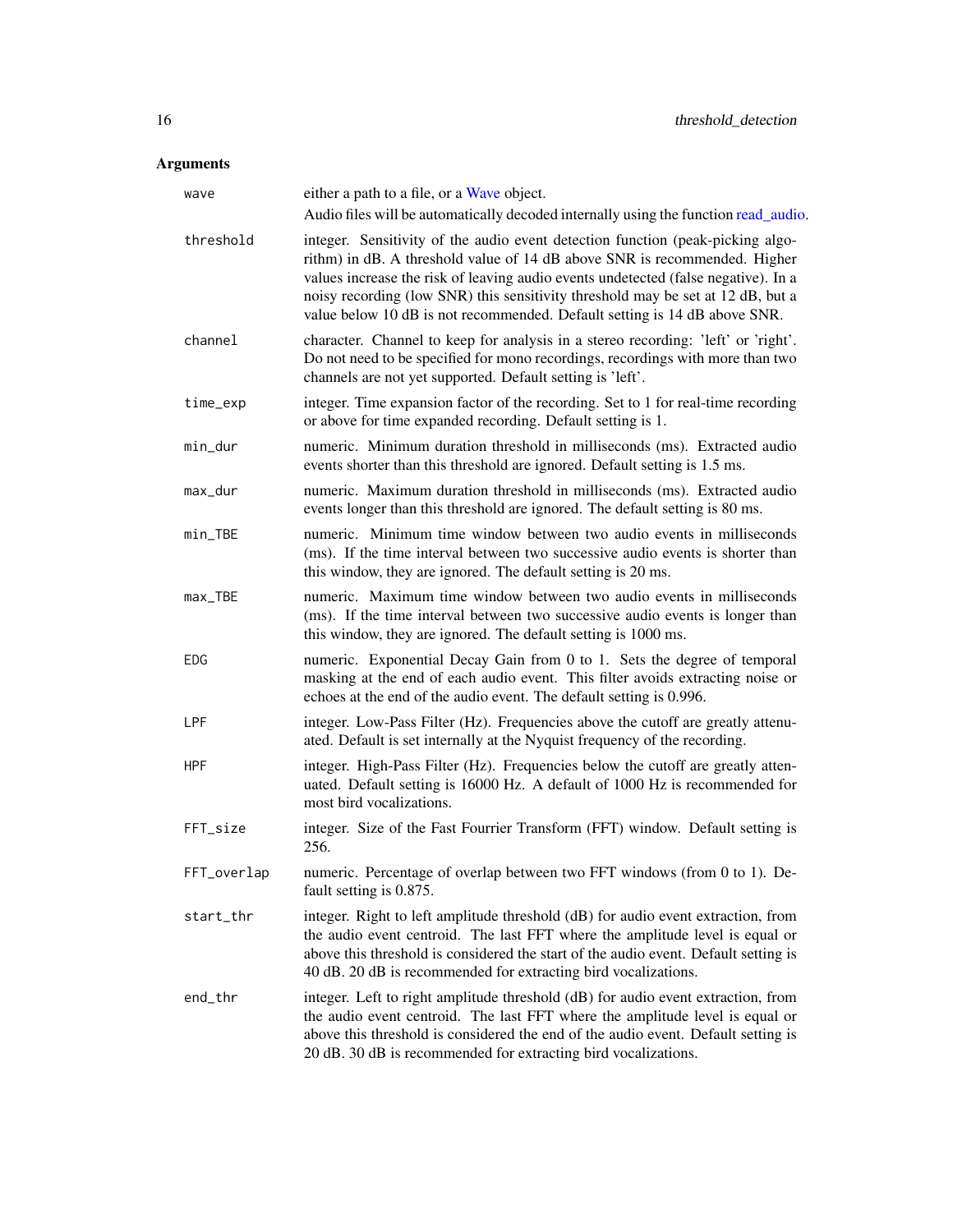## Arguments

| | |
|---|---|
| `wave` | either a path to a file, or a Wave object. Audio files will be automatically decoded internally using the function read_audio. |
| `threshold` | integer. Sensitivity of the audio event detection function (peak-picking algorithm) in dB. A threshold value of 14 dB above SNR is recommended. Higher values increase the risk of leaving audio events undetected (false negative). In a noisy recording (low SNR) this sensitivity threshold may be set at 12 dB, but a value below 10 dB is not recommended. Default setting is 14 dB above SNR. |
| `channel` | character. Channel to keep for analysis in a stereo recording: 'left' or 'right'. Do not need to be specified for mono recordings, recordings with more than two channels are not yet supported. Default setting is 'left'. |
| `time_exp` | integer. Time expansion factor of the recording. Set to 1 for real-time recording or above for time expanded recording. Default setting is 1. |
| `min_dur` | numeric. Minimum duration threshold in milliseconds (ms). Extracted audio events shorter than this threshold are ignored. Default setting is 1.5 ms. |
| `max_dur` | numeric. Maximum duration threshold in milliseconds (ms). Extracted audio events longer than this threshold are ignored. The default setting is 80 ms. |
| `min_TBE` | numeric. Minimum time window between two audio events in milliseconds (ms). If the time interval between two successive audio events is shorter than this window, they are ignored. The default setting is 20 ms. |
| `max_TBE` | numeric. Maximum time window between two audio events in milliseconds (ms). If the time interval between two successive audio events is longer than this window, they are ignored. The default setting is 1000 ms. |
| `EDG` | numeric. Exponential Decay Gain from 0 to 1. Sets the degree of temporal masking at the end of each audio event. This filter avoids extracting noise or echoes at the end of the audio event. The default setting is 0.996. |
| `LPF` | integer. Low-Pass Filter (Hz). Frequencies above the cutoff are greatly attenuated. Default is set internally at the Nyquist frequency of the recording. |
| `HPF` | integer. High-Pass Filter (Hz). Frequencies below the cutoff are greatly attenuated. Default setting is 16000 Hz. A default of 1000 Hz is recommended for most bird vocalizations. |
| `FFT_size` | integer. Size of the Fast Fourrier Transform (FFT) window. Default setting is 256. |
| `FFT_overlap` | numeric. Percentage of overlap between two FFT windows (from 0 to 1). Default setting is 0.875. |
| `start_thr` | integer. Right to left amplitude threshold (dB) for audio event extraction, from the audio event centroid. The last FFT where the amplitude level is equal or above this threshold is considered the start of the audio event. Default setting is 40 dB. 20 dB is recommended for extracting bird vocalizations. |
| `end_thr` | integer. Left to right amplitude threshold (dB) for audio event extraction, from the audio event centroid. The last FFT where the amplitude level is equal or above this threshold is considered the end of the audio event. Default setting is 20 dB. 30 dB is recommended for extracting bird vocalizations. |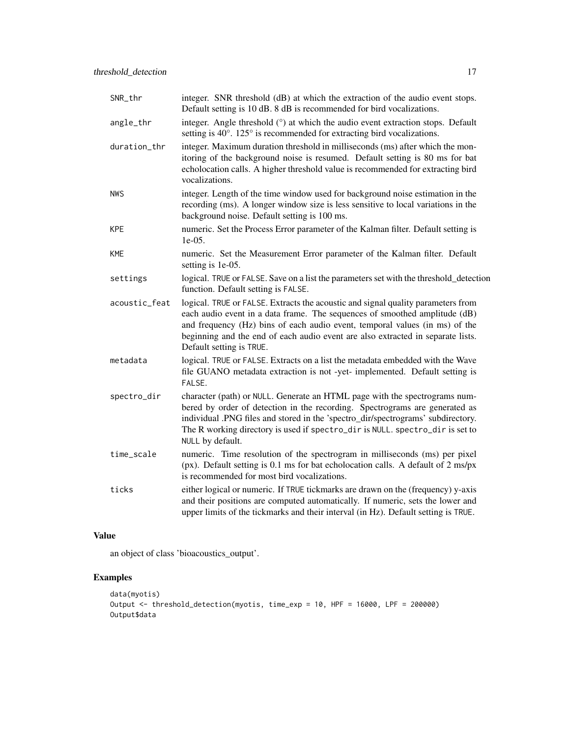| | |
|---|---|
| SNR_thr | integer. SNR threshold (dB) at which the extraction of the audio event stops. Default setting is 10 dB. 8 dB is recommended for bird vocalizations. |
| angle_thr | integer. Angle threshold (°) at which the audio event extraction stops. Default setting is 40°. 125° is recommended for extracting bird vocalizations. |
| duration_thr | integer. Maximum duration threshold in milliseconds (ms) after which the monitoring of the background noise is resumed. Default setting is 80 ms for bat echolocation calls. A higher threshold value is recommended for extracting bird vocalizations. |
| NWS | integer. Length of the time window used for background noise estimation in the recording (ms). A longer window size is less sensitive to local variations in the background noise. Default setting is 100 ms. |
| KPE | numeric. Set the Process Error parameter of the Kalman filter. Default setting is 1e-05. |
| KME | numeric. Set the Measurement Error parameter of the Kalman filter. Default setting is 1e-05. |
| settings | logical. `TRUE` or `FALSE`. Save on a list the parameters set with the threshold_detection function. Default setting is `FALSE`. |
| acoustic_feat | logical. `TRUE` or `FALSE`. Extracts the acoustic and signal quality parameters from each audio event in a data frame. The sequences of smoothed amplitude (dB) and frequency (Hz) bins of each audio event, temporal values (in ms) of the beginning and the end of each audio event are also extracted in separate lists. Default setting is `TRUE`. |
| metadata | logical. `TRUE` or `FALSE`. Extracts on a list the metadata embedded with the Wave file GUANO metadata extraction is not -yet- implemented. Default setting is `FALSE`. |
| spectro_dir | character (path) or `NULL`. Generate an HTML page with the spectrograms numbered by order of detection in the recording. Spectrograms are generated as individual .PNG files and stored in the 'spectro_dir/spectrograms' subdirectory. The R working directory is used if `spectro_dir` is `NULL`. `spectro_dir` is set to `NULL` by default. |
| time_scale | numeric. Time resolution of the spectrogram in milliseconds (ms) per pixel (px). Default setting is 0.1 ms for bat echolocation calls. A default of 2 ms/px is recommended for most bird vocalizations. |
| ticks | either logical or numeric. If `TRUE` tickmarks are drawn on the (frequency) y-axis and their positions are computed automatically. If numeric, sets the lower and upper limits of the tickmarks and their interval (in Hz). Default setting is `TRUE`. |

## Value

an object of class 'bioacoustics_output'.

## Examples

```
data(myotis)
Output <- threshold_detection(myotis, time_exp = 10, HPF = 16000, LPF = 200000)
Output$data
```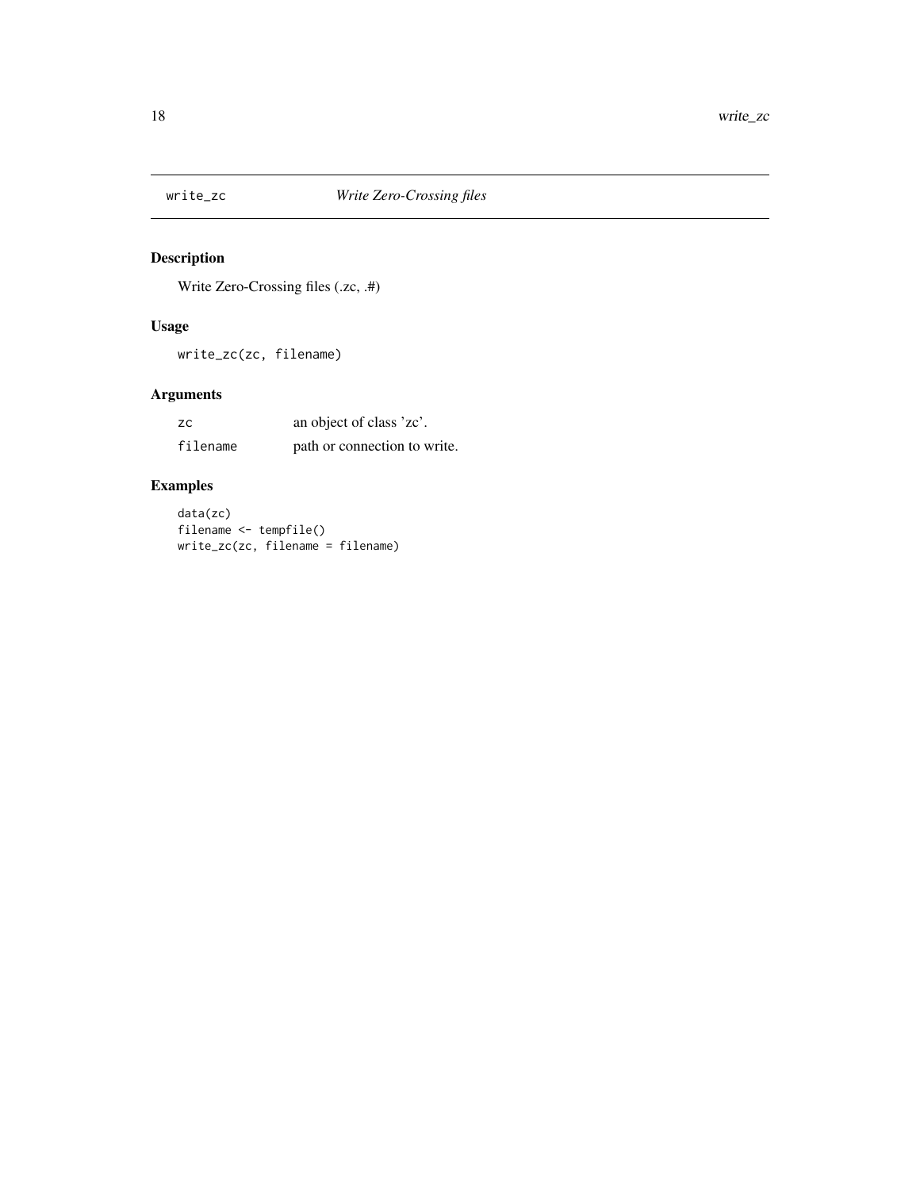# write_zc — *Write Zero-Crossing files*

## Description

Write Zero-Crossing files (.zc, .#)

## Usage

```
write_zc(zc, filename)
```

## Arguments

| | |
|---|---|
| zc | an object of class 'zc'. |
| filename | path or connection to write. |

## Examples

```
data(zc)
filename <- tempfile()
write_zc(zc, filename = filename)
```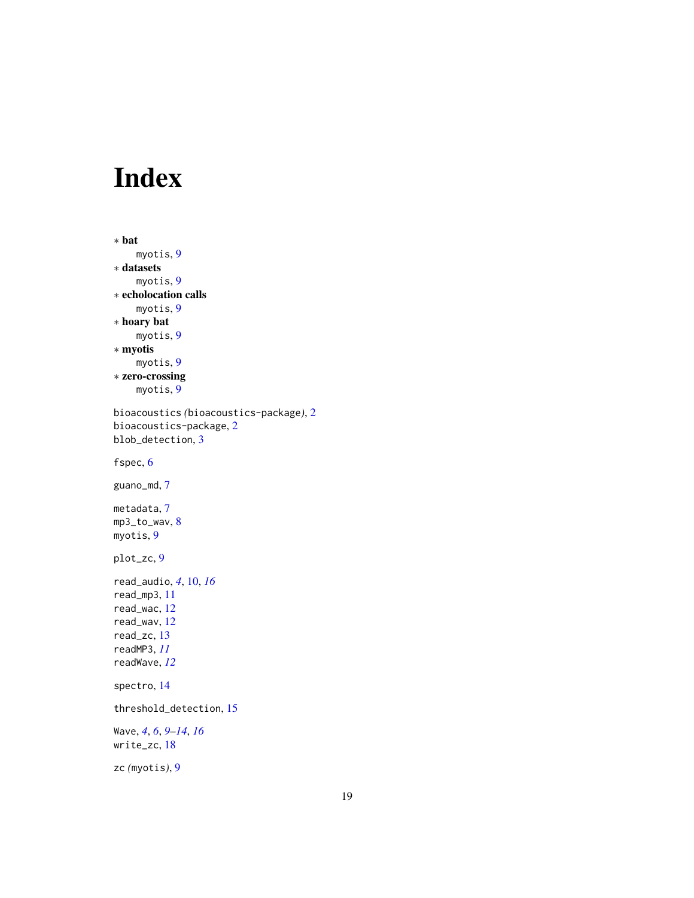# Index

∗ **bat**
  myotis, 9
∗ **datasets**
  myotis, 9
∗ **echolocation calls**
  myotis, 9
∗ **hoary bat**
  myotis, 9
∗ **myotis**
  myotis, 9
∗ **zero-crossing**
  myotis, 9

bioacoustics *(*bioacoustics-package*)*, 2
bioacoustics-package, 2
blob_detection, 3

fspec, 6

guano_md, 7

metadata, 7
mp3_to_wav, 8
myotis, 9

plot_zc, 9

read_audio, *4*, 10, *16*
read_mp3, 11
read_wac, 12
read_wav, 12
read_zc, 13
readMP3, *11*
readWave, *12*

spectro, 14

threshold_detection, 15

Wave, *4*, *6*, *9–14*, *16*
write_zc, 18

zc *(*myotis*)*, 9